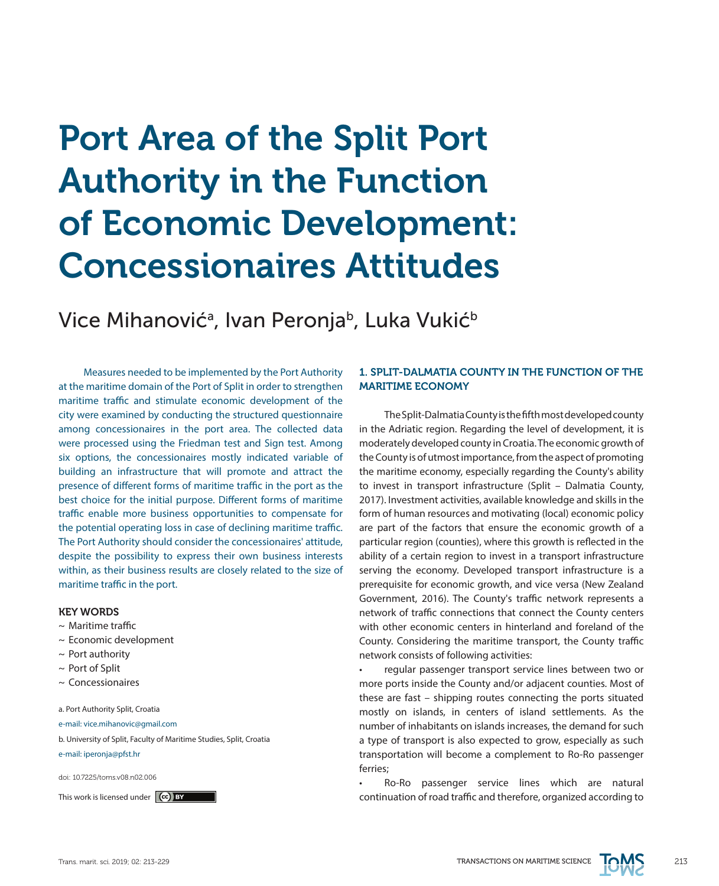# Port Area of the Split Port Authority in the Function of Economic Development: Concessionaires Attitudes

Vice Mihanović[a], Ivan Peronja[b], Luka Vukić[b]

Measures needed to be implemented by the Port Authority at the maritime domain of the Port of Split in order to strengthen maritime traffic and stimulate economic development of the city were examined by conducting the structured questionnaire among concessionaires in the port area. The collected data were processed using the Friedman test and Sign test. Among six options, the concessionaires mostly indicated variable of building an infrastructure that will promote and attract the presence of different forms of maritime traffic in the port as the best choice for the initial purpose. Different forms of maritime traffic enable more business opportunities to compensate for the potential operating loss in case of declining maritime traffic. The Port Authority should consider the concessionaires' attitude, despite the possibility to express their own business interests within, as their business results are closely related to the size of maritime traffic in the port.

**KEY WORDS**

- ~ Maritime traffic
- ~ Economic development
- ~ Port authority
- ~ Port of Split
- ~ Concessionaires

a. Port Authority Split, Croatia

e-mail: vice.mihanovic@gmail.com

b. University of Split, Faculty of Maritime Studies, Split, Croatia

e-mail: iperonja@pfst.hr

doi: 10.7225/toms.v08.n02.006

This work is licensed under CC BY

## 1. SPLIT-DALMATIA COUNTY IN THE FUNCTION OF THE MARITIME ECONOMY

The Split-Dalmatia County is the fifth most developed county in the Adriatic region. Regarding the level of development, it is moderately developed county in Croatia. The economic growth of the County is of utmost importance, from the aspect of promoting the maritime economy, especially regarding the County's ability to invest in transport infrastructure (Split – Dalmatia County, 2017). Investment activities, available knowledge and skills in the form of human resources and motivating (local) economic policy are part of the factors that ensure the economic growth of a particular region (counties), where this growth is reflected in the ability of a certain region to invest in a transport infrastructure serving the economy. Developed transport infrastructure is a prerequisite for economic growth, and vice versa (New Zealand Government, 2016). The County's traffic network represents a network of traffic connections that connect the County centers with other economic centers in hinterland and foreland of the County. Considering the maritime transport, the County traffic network consists of following activities:

- regular passenger transport service lines between two or more ports inside the County and/or adjacent counties. Most of these are fast – shipping routes connecting the ports situated mostly on islands, in centers of island settlements. As the number of inhabitants on islands increases, the demand for such a type of transport is also expected to grow, especially as such transportation will become a complement to Ro-Ro passenger ferries;
- Ro-Ro passenger service lines which are natural continuation of road traffic and therefore, organized according to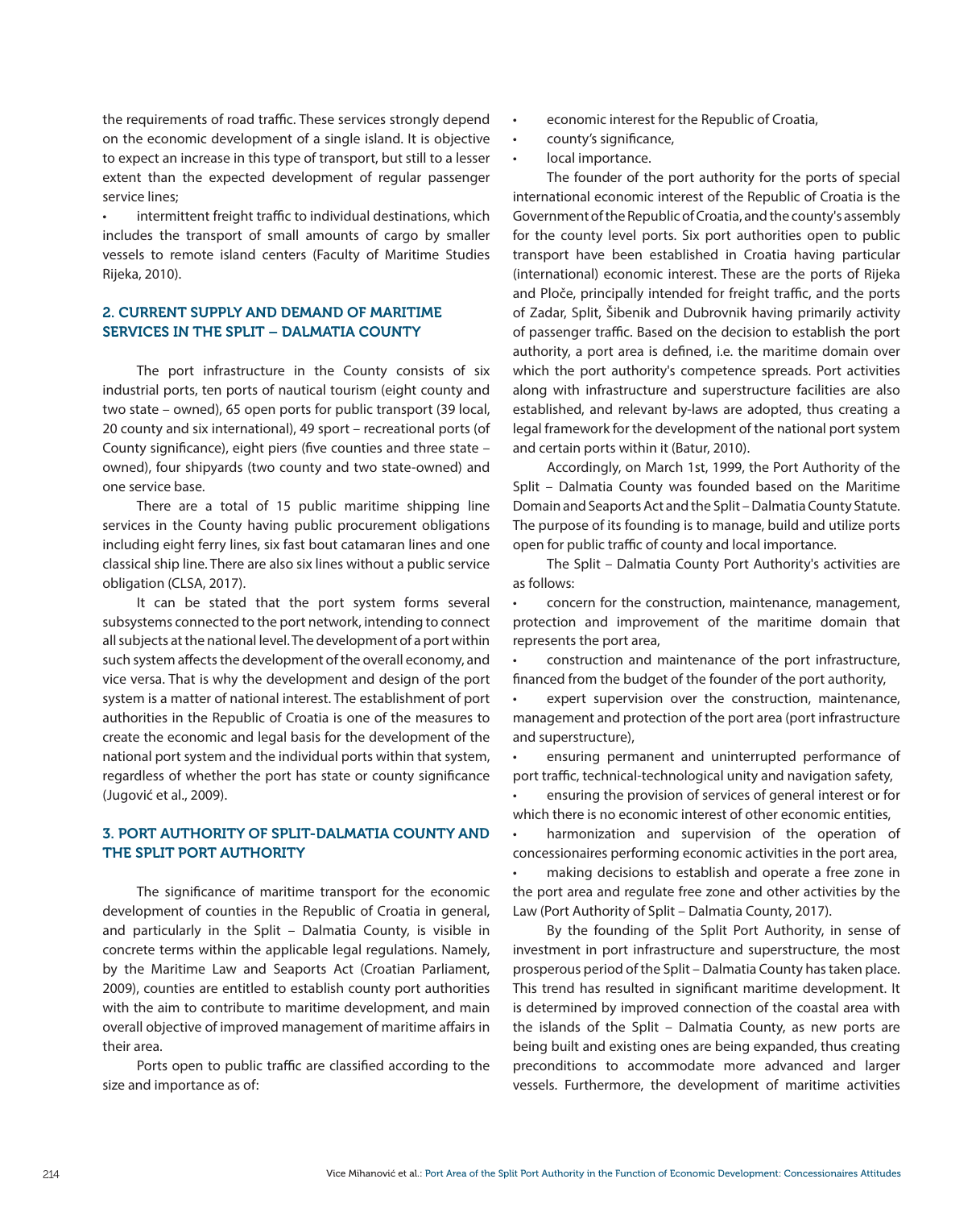the requirements of road traffic. These services strongly depend on the economic development of a single island. It is objective to expect an increase in this type of transport, but still to a lesser extent than the expected development of regular passenger service lines;

- intermittent freight traffic to individual destinations, which includes the transport of small amounts of cargo by smaller vessels to remote island centers (Faculty of Maritime Studies Rijeka, 2010).

## 2. CURRENT SUPPLY AND DEMAND OF MARITIME SERVICES IN THE SPLIT – DALMATIA COUNTY

The port infrastructure in the County consists of six industrial ports, ten ports of nautical tourism (eight county and two state – owned), 65 open ports for public transport (39 local, 20 county and six international), 49 sport – recreational ports (of County significance), eight piers (five counties and three state – owned), four shipyards (two county and two state-owned) and one service base.

There are a total of 15 public maritime shipping line services in the County having public procurement obligations including eight ferry lines, six fast bout catamaran lines and one classical ship line. There are also six lines without a public service obligation (CLSA, 2017).

It can be stated that the port system forms several subsystems connected to the port network, intending to connect all subjects at the national level. The development of a port within such system affects the development of the overall economy, and vice versa. That is why the development and design of the port system is a matter of national interest. The establishment of port authorities in the Republic of Croatia is one of the measures to create the economic and legal basis for the development of the national port system and the individual ports within that system, regardless of whether the port has state or county significance (Jugović et al., 2009).

## 3. PORT AUTHORITY OF SPLIT-DALMATIA COUNTY AND THE SPLIT PORT AUTHORITY

The significance of maritime transport for the economic development of counties in the Republic of Croatia in general, and particularly in the Split – Dalmatia County, is visible in concrete terms within the applicable legal regulations. Namely, by the Maritime Law and Seaports Act (Croatian Parliament, 2009), counties are entitled to establish county port authorities with the aim to contribute to maritime development, and main overall objective of improved management of maritime affairs in their area.

Ports open to public traffic are classified according to the size and importance as of:

- economic interest for the Republic of Croatia,
- county's significance,
- local importance.

The founder of the port authority for the ports of special international economic interest of the Republic of Croatia is the Government of the Republic of Croatia, and the county's assembly for the county level ports. Six port authorities open to public transport have been established in Croatia having particular (international) economic interest. These are the ports of Rijeka and Ploče, principally intended for freight traffic, and the ports of Zadar, Split, Šibenik and Dubrovnik having primarily activity of passenger traffic. Based on the decision to establish the port authority, a port area is defined, i.e. the maritime domain over which the port authority's competence spreads. Port activities along with infrastructure and superstructure facilities are also established, and relevant by-laws are adopted, thus creating a legal framework for the development of the national port system and certain ports within it (Batur, 2010).

Accordingly, on March 1st, 1999, the Port Authority of the Split – Dalmatia County was founded based on the Maritime Domain and Seaports Act and the Split – Dalmatia County Statute. The purpose of its founding is to manage, build and utilize ports open for public traffic of county and local importance.

The Split – Dalmatia County Port Authority's activities are as follows:

- concern for the construction, maintenance, management, protection and improvement of the maritime domain that represents the port area,
- construction and maintenance of the port infrastructure, financed from the budget of the founder of the port authority,
- expert supervision over the construction, maintenance, management and protection of the port area (port infrastructure and superstructure),
- ensuring permanent and uninterrupted performance of port traffic, technical-technological unity and navigation safety,
- ensuring the provision of services of general interest or for which there is no economic interest of other economic entities,
- harmonization and supervision of the operation of concessionaires performing economic activities in the port area,
- making decisions to establish and operate a free zone in the port area and regulate free zone and other activities by the Law (Port Authority of Split – Dalmatia County, 2017).

By the founding of the Split Port Authority, in sense of investment in port infrastructure and superstructure, the most prosperous period of the Split – Dalmatia County has taken place. This trend has resulted in significant maritime development. It is determined by improved connection of the coastal area with the islands of the Split – Dalmatia County, as new ports are being built and existing ones are being expanded, thus creating preconditions to accommodate more advanced and larger vessels. Furthermore, the development of maritime activities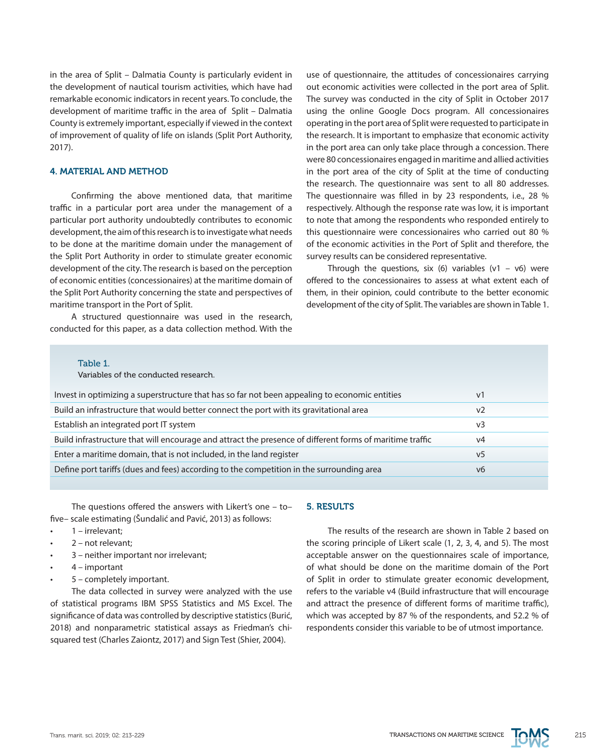in the area of Split – Dalmatia County is particularly evident in the development of nautical tourism activities, which have had remarkable economic indicators in recent years. To conclude, the development of maritime traffic in the area of Split – Dalmatia County is extremely important, especially if viewed in the context of improvement of quality of life on islands (Split Port Authority, 2017).

## 4. MATERIAL AND METHOD

Confirming the above mentioned data, that maritime traffic in a particular port area under the management of a particular port authority undoubtedly contributes to economic development, the aim of this research is to investigate what needs to be done at the maritime domain under the management of the Split Port Authority in order to stimulate greater economic development of the city. The research is based on the perception of economic entities (concessionaires) at the maritime domain of the Split Port Authority concerning the state and perspectives of maritime transport in the Port of Split.

A structured questionnaire was used in the research, conducted for this paper, as a data collection method. With the use of questionnaire, the attitudes of concessionaires carrying out economic activities were collected in the port area of Split. The survey was conducted in the city of Split in October 2017 using the online Google Docs program. All concessionaires operating in the port area of Split were requested to participate in the research. It is important to emphasize that economic activity in the port area can only take place through a concession. There were 80 concessionaires engaged in maritime and allied activities in the port area of the city of Split at the time of conducting the research. The questionnaire was sent to all 80 addresses. The questionnaire was filled in by 23 respondents, i.e., 28 % respectively. Although the response rate was low, it is important to note that among the respondents who responded entirely to this questionnaire were concessionaires who carried out 80 % of the economic activities in the Port of Split and therefore, the survey results can be considered representative.

Through the questions, six (6) variables (v1 – v6) were offered to the concessionaires to assess at what extent each of them, in their opinion, could contribute to the better economic development of the city of Split. The variables are shown in Table 1.

Table 1.
Variables of the conducted research.

| Variable | |
|---|---|
| Invest in optimizing a superstructure that has so far not been appealing to economic entities | v1 |
| Build an infrastructure that would better connect the port with its gravitational area | v2 |
| Establish an integrated port IT system | v3 |
| Build infrastructure that will encourage and attract the presence of different forms of maritime traffic | v4 |
| Enter a maritime domain, that is not included, in the land register | v5 |
| Define port tariffs (dues and fees) according to the competition in the surrounding area | v6 |

The questions offered the answers with Likert's one – to– five– scale estimating (Šundalić and Pavić, 2013) as follows:

- 1 – irrelevant;
- 2 – not relevant;
- 3 – neither important nor irrelevant;
- 4 – important
- 5 – completely important.

The data collected in survey were analyzed with the use of statistical programs IBM SPSS Statistics and MS Excel. The significance of data was controlled by descriptive statistics (Burić, 2018) and nonparametric statistical assays as Friedman's chi-squared test (Charles Zaiontz, 2017) and Sign Test (Shier, 2004).

## 5. RESULTS

The results of the research are shown in Table 2 based on the scoring principle of Likert scale (1, 2, 3, 4, and 5). The most acceptable answer on the questionnaires scale of importance, of what should be done on the maritime domain of the Port of Split in order to stimulate greater economic development, refers to the variable v4 (Build infrastructure that will encourage and attract the presence of different forms of maritime traffic), which was accepted by 87 % of the respondents, and 52.2 % of respondents consider this variable to be of utmost importance.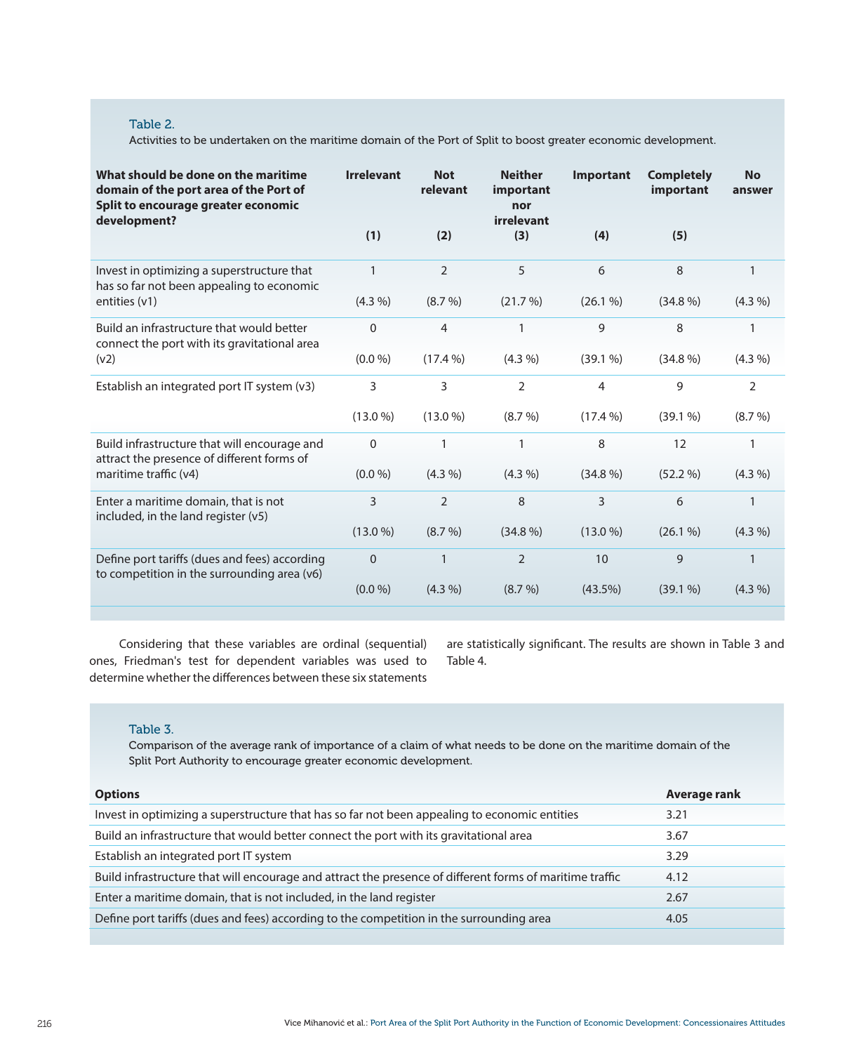Table 2.
Activities to be undertaken on the maritime domain of the Port of Split to boost greater economic development.

| What should be done on the maritime domain of the port area of the Port of Split to encourage greater economic development? | Irrelevant (1) | Not relevant (2) | Neither important nor irrelevant (3) | Important (4) | Completely important (5) | No answer |
|---|---|---|---|---|---|---|
| Invest in optimizing a superstructure that has so far not been appealing to economic entities (v1) | 1 (4.3 %) | 2 (8.7 %) | 5 (21.7 %) | 6 (26.1 %) | 8 (34.8 %) | 1 (4.3 %) |
| Build an infrastructure that would better connect the port with its gravitational area (v2) | 0 (0.0 %) | 4 (17.4 %) | 1 (4.3 %) | 9 (39.1 %) | 8 (34.8 %) | 1 (4.3 %) |
| Establish an integrated port IT system (v3) | 3 (13.0 %) | 3 (13.0 %) | 2 (8.7 %) | 4 (17.4 %) | 9 (39.1 %) | 2 (8.7 %) |
| Build infrastructure that will encourage and attract the presence of different forms of maritime traffic (v4) | 0 (0.0 %) | 1 (4.3 %) | 1 (4.3 %) | 8 (34.8 %) | 12 (52.2 %) | 1 (4.3 %) |
| Enter a maritime domain, that is not included, in the land register (v5) | 3 (13.0 %) | 2 (8.7 %) | 8 (34.8 %) | 3 (13.0 %) | 6 (26.1 %) | 1 (4.3 %) |
| Define port tariffs (dues and fees) according to competition in the surrounding area (v6) | 0 (0.0 %) | 1 (4.3 %) | 2 (8.7 %) | 10 (43.5%) | 9 (39.1 %) | 1 (4.3 %) |

Considering that these variables are ordinal (sequential) ones, Friedman's test for dependent variables was used to determine whether the differences between these six statements are statistically significant. The results are shown in Table 3 and Table 4.

Table 3.
Comparison of the average rank of importance of a claim of what needs to be done on the maritime domain of the Split Port Authority to encourage greater economic development.

| Options | Average rank |
|---|---|
| Invest in optimizing a superstructure that has so far not been appealing to economic entities | 3.21 |
| Build an infrastructure that would better connect the port with its gravitational area | 3.67 |
| Establish an integrated port IT system | 3.29 |
| Build infrastructure that will encourage and attract the presence of different forms of maritime traffic | 4.12 |
| Enter a maritime domain, that is not included, in the land register | 2.67 |
| Define port tariffs (dues and fees) according to the competition in the surrounding area | 4.05 |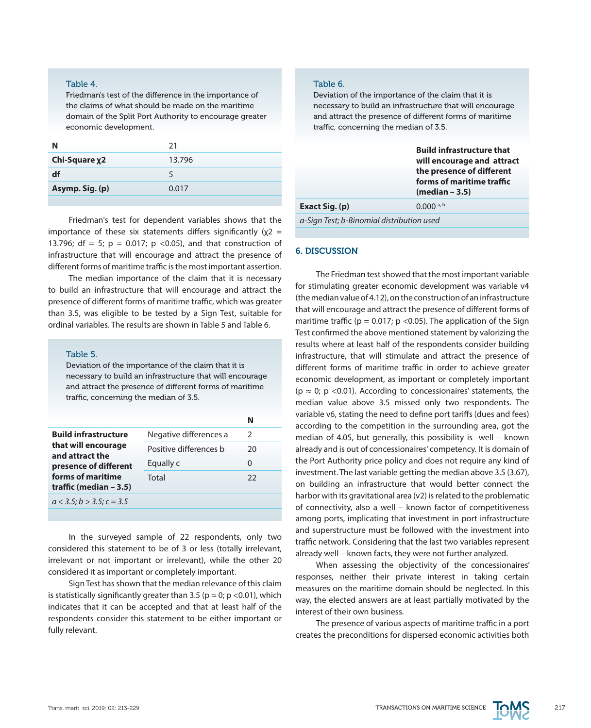Table 4.
Friedman's test of the difference in the importance of the claims of what should be made on the maritime domain of the Split Port Authority to encourage greater economic development.

| **N** | 21 |
|---|---|
| **Chi-Square χ2** | 13.796 |
| **df** | 5 |
| **Asymp. Sig. (p)** | 0.017 |

Friedman's test for dependent variables shows that the importance of these six statements differs significantly ($\chi2$ = 13.796; df = 5; p = 0.017; p <0.05), and that construction of infrastructure that will encourage and attract the presence of different forms of maritime traffic is the most important assertion.

The median importance of the claim that it is necessary to build an infrastructure that will encourage and attract the presence of different forms of maritime traffic, which was greater than 3.5, was eligible to be tested by a Sign Test, suitable for ordinal variables. The results are shown in Table 5 and Table 6.

Table 5.
Deviation of the importance of the claim that it is necessary to build an infrastructure that will encourage and attract the presence of different forms of maritime traffic, concerning the median of 3.5.

| | | **N** |
|---|---|---|
| **Build infrastructure that will encourage and attract the presence of different forms of maritime traffic (median – 3.5)** | Negative differences a | 2 |
| | Positive differences b | 20 |
| | Equally c | 0 |
| | Total | 22 |
| *a < 3.5; b > 3.5; c = 3.5* | | |

In the surveyed sample of 22 respondents, only two considered this statement to be of 3 or less (totally irrelevant, irrelevant or not important or irrelevant), while the other 20 considered it as important or completely important.

Sign Test has shown that the median relevance of this claim is statistically significantly greater than 3.5 (p ≈ 0; p <0.01), which indicates that it can be accepted and that at least half of the respondents consider this statement to be either important or fully relevant.

Table 6.
Deviation of the importance of the claim that it is necessary to build an infrastructure that will encourage and attract the presence of different forms of maritime traffic, concerning the median of 3.5.

| | **Build infrastructure that will encourage and attract the presence of different forms of maritime traffic (median – 3.5)** |
|---|---|
| **Exact Sig. (p)** | 0.000 [a, b] |
| *a-Sign Test; b-Binomial distribution used* | |

## 6. DISCUSSION

The Friedman test showed that the most important variable for stimulating greater economic development was variable v4 (the median value of 4.12), on the construction of an infrastructure that will encourage and attract the presence of different forms of maritime traffic (p = 0.017; p <0.05). The application of the Sign Test confirmed the above mentioned statement by valorizing the results where at least half of the respondents consider building infrastructure, that will stimulate and attract the presence of different forms of maritime traffic in order to achieve greater economic development, as important or completely important (p ≈ 0; p <0.01). According to concessionaires' statements, the median value above 3.5 missed only two respondents. The variable v6, stating the need to define port tariffs (dues and fees) according to the competition in the surrounding area, got the median of 4.05, but generally, this possibility is well – known already and is out of concessionaires' competency. It is domain of the Port Authority price policy and does not require any kind of investment. The last variable getting the median above 3.5 (3.67), on building an infrastructure that would better connect the harbor with its gravitational area (v2) is related to the problematic of connectivity, also a well – known factor of competitiveness among ports, implicating that investment in port infrastructure and superstructure must be followed with the investment into traffic network. Considering that the last two variables represent already well – known facts, they were not further analyzed.

When assessing the objectivity of the concessionaires' responses, neither their private interest in taking certain measures on the maritime domain should be neglected. In this way, the elected answers are at least partially motivated by the interest of their own business.

The presence of various aspects of maritime traffic in a port creates the preconditions for dispersed economic activities both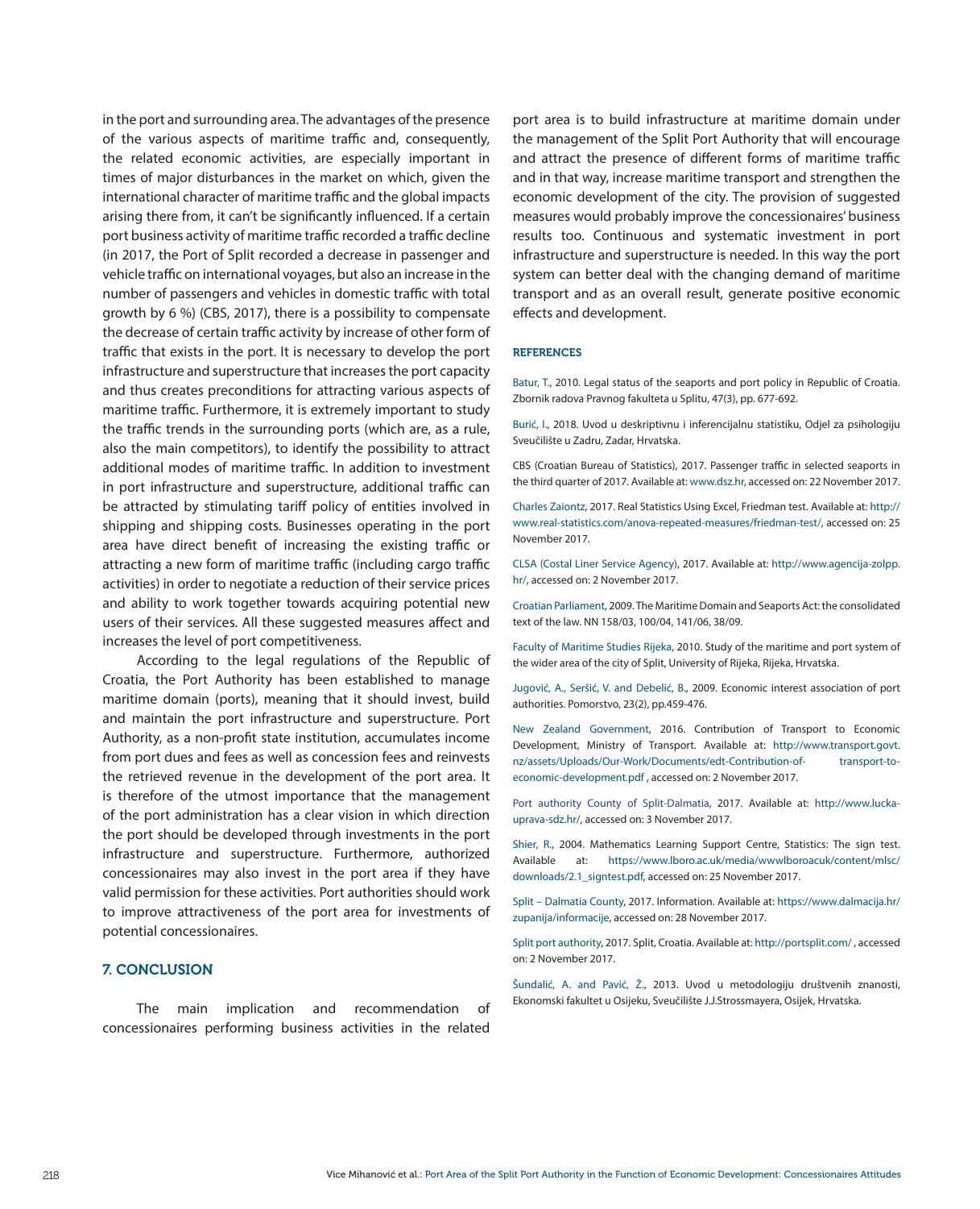in the port and surrounding area. The advantages of the presence of the various aspects of maritime traffic and, consequently, the related economic activities, are especially important in times of major disturbances in the market on which, given the international character of maritime traffic and the global impacts arising there from, it can't be significantly influenced. If a certain port business activity of maritime traffic recorded a traffic decline (in 2017, the Port of Split recorded a decrease in passenger and vehicle traffic on international voyages, but also an increase in the number of passengers and vehicles in domestic traffic with total growth by 6 %) (CBS, 2017), there is a possibility to compensate the decrease of certain traffic activity by increase of other form of traffic that exists in the port. It is necessary to develop the port infrastructure and superstructure that increases the port capacity and thus creates preconditions for attracting various aspects of maritime traffic. Furthermore, it is extremely important to study the traffic trends in the surrounding ports (which are, as a rule, also the main competitors), to identify the possibility to attract additional modes of maritime traffic. In addition to investment in port infrastructure and superstructure, additional traffic can be attracted by stimulating tariff policy of entities involved in shipping and shipping costs. Businesses operating in the port area have direct benefit of increasing the existing traffic or attracting a new form of maritime traffic (including cargo traffic activities) in order to negotiate a reduction of their service prices and ability to work together towards acquiring potential new users of their services. All these suggested measures affect and increases the level of port competitiveness.

According to the legal regulations of the Republic of Croatia, the Port Authority has been established to manage maritime domain (ports), meaning that it should invest, build and maintain the port infrastructure and superstructure. Port Authority, as a non-profit state institution, accumulates income from port dues and fees as well as concession fees and reinvests the retrieved revenue in the development of the port area. It is therefore of the utmost importance that the management of the port administration has a clear vision in which direction the port should be developed through investments in the port infrastructure and superstructure. Furthermore, authorized concessionaires may also invest in the port area if they have valid permission for these activities. Port authorities should work to improve attractiveness of the port area for investments of potential concessionaires.

## 7. CONCLUSION

The main implication and recommendation of concessionaires performing business activities in the related port area is to build infrastructure at maritime domain under the management of the Split Port Authority that will encourage and attract the presence of different forms of maritime traffic and in that way, increase maritime transport and strengthen the economic development of the city. The provision of suggested measures would probably improve the concessionaires' business results too. Continuous and systematic investment in port infrastructure and superstructure is needed. In this way the port system can better deal with the changing demand of maritime transport and as an overall result, generate positive economic effects and development.

### REFERENCES

Batur, T., 2010. Legal status of the seaports and port policy in Republic of Croatia. Zbornik radova Pravnog fakulteta u Splitu, 47(3), pp. 677-692.

Burić, I., 2018. Uvod u deskriptivnu i inferencijalnu statistiku, Odjel za psihologiju Sveučilište u Zadru, Zadar, Hrvatska.

CBS (Croatian Bureau of Statistics), 2017. Passenger traffic in selected seaports in the third quarter of 2017. Available at: www.dsz.hr, accessed on: 22 November 2017.

Charles Zaiontz, 2017. Real Statistics Using Excel, Friedman test. Available at: http://www.real-statistics.com/anova-repeated-measures/friedman-test/, accessed on: 25 November 2017.

CLSA (Costal Liner Service Agency), 2017. Available at: http://www.agencija-zolpp.hr/, accessed on: 2 November 2017.

Croatian Parliament, 2009. The Maritime Domain and Seaports Act: the consolidated text of the law. NN 158/03, 100/04, 141/06, 38/09.

Faculty of Maritime Studies Rijeka, 2010. Study of the maritime and port system of the wider area of the city of Split, University of Rijeka, Rijeka, Hrvatska.

Jugović, A., Seršić, V. and Debelić, B., 2009. Economic interest association of port authorities. Pomorstvo, 23(2), pp.459-476.

New Zealand Government, 2016. Contribution of Transport to Economic Development, Ministry of Transport. Available at: http://www.transport.govt.nz/assets/Uploads/Our-Work/Documents/edt-Contribution-of- transport-to-economic-development.pdf , accessed on: 2 November 2017.

Port authority County of Split-Dalmatia, 2017. Available at: http://www.lucka-uprava-sdz.hr/, accessed on: 3 November 2017.

Shier, R., 2004. Mathematics Learning Support Centre, Statistics: The sign test. Available at: https://www.lboro.ac.uk/media/wwwlboroacuk/content/mlsc/downloads/2.1_signtest.pdf, accessed on: 25 November 2017.

Split – Dalmatia County, 2017. Information. Available at: https://www.dalmacija.hr/zupanija/informacije, accessed on: 28 November 2017.

Split port authority, 2017. Split, Croatia. Available at: http://portsplit.com/ , accessed on: 2 November 2017.

Šundalić, A. and Pavić, Ž., 2013. Uvod u metodologiju društvenih znanosti, Ekonomski fakultet u Osijeku, Sveučilište J.J.Strossmayera, Osijek, Hrvatska.